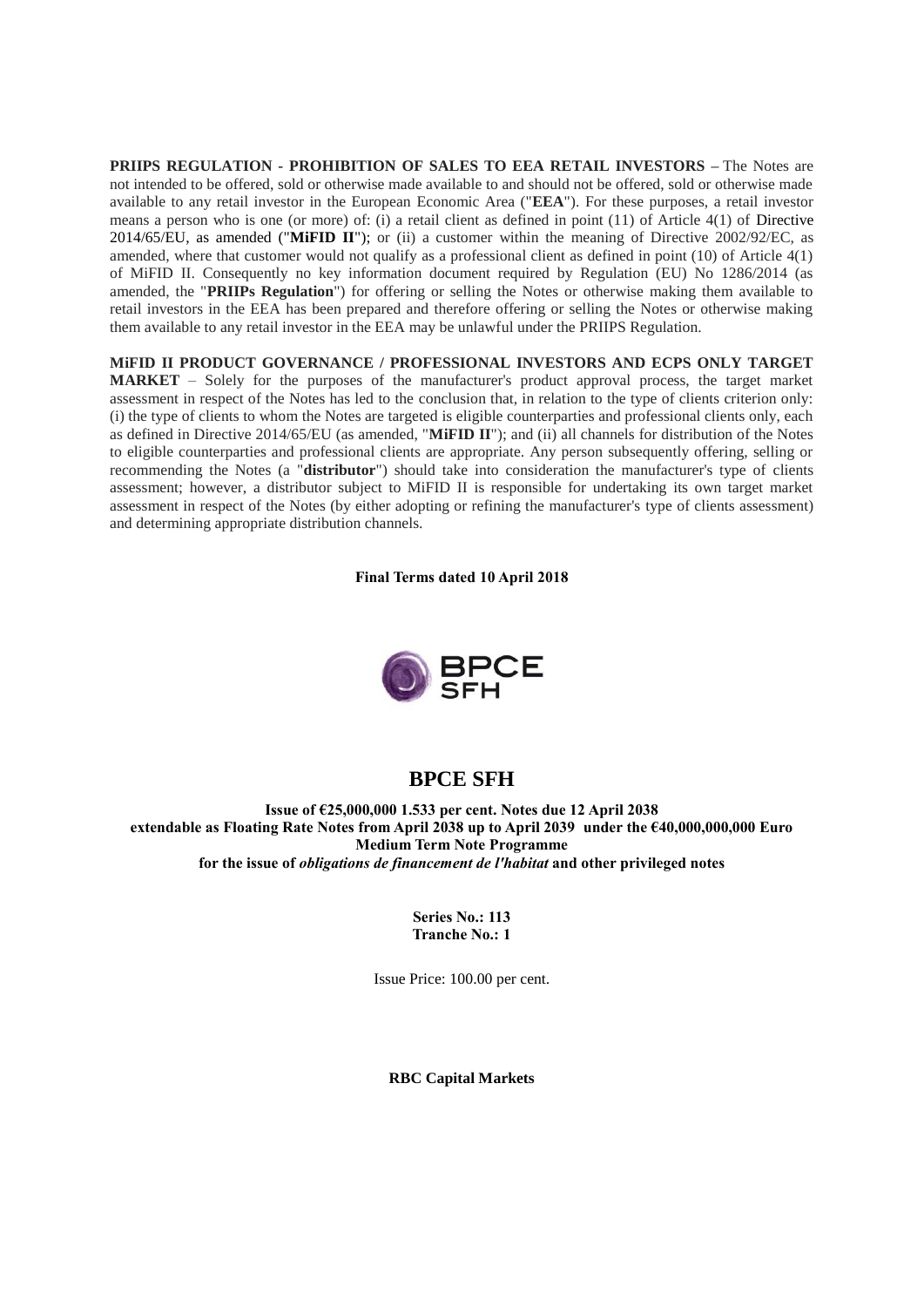**PRIIPS REGULATION - PROHIBITION OF SALES TO EEA RETAIL INVESTORS –** The Notes are not intended to be offered, sold or otherwise made available to and should not be offered, sold or otherwise made available to any retail investor in the European Economic Area ("**EEA**"). For these purposes, a retail investor means a person who is one (or more) of: (i) a retail client as defined in point (11) of Article 4(1) of Directive 2014/65/EU, as amended ("**MiFID II**"); or (ii) a customer within the meaning of Directive 2002/92/EC, as amended, where that customer would not qualify as a professional client as defined in point (10) of Article 4(1) of MiFID II. Consequently no key information document required by Regulation (EU) No 1286/2014 (as amended, the "**PRIIPs Regulation**") for offering or selling the Notes or otherwise making them available to retail investors in the EEA has been prepared and therefore offering or selling the Notes or otherwise making them available to any retail investor in the EEA may be unlawful under the PRIIPS Regulation.

**MiFID II PRODUCT GOVERNANCE / PROFESSIONAL INVESTORS AND ECPS ONLY TARGET MARKET** – Solely for the purposes of the manufacturer's product approval process, the target market assessment in respect of the Notes has led to the conclusion that, in relation to the type of clients criterion only: (i) the type of clients to whom the Notes are targeted is eligible counterparties and professional clients only, each as defined in Directive 2014/65/EU (as amended, "**MiFID II**"); and (ii) all channels for distribution of the Notes to eligible counterparties and professional clients are appropriate. Any person subsequently offering, selling or recommending the Notes (a "**distributor**") should take into consideration the manufacturer's type of clients assessment; however, a distributor subject to MiFID II is responsible for undertaking its own target market assessment in respect of the Notes (by either adopting or refining the manufacturer's type of clients assessment) and determining appropriate distribution channels.

**Final Terms dated 10 April 2018**

BPCE SFH

# BPCE SFH

**Issue of €25,000,000 1.533 per cent. Notes due 12 April 2038 extendable as Floating Rate Notes from April 2038 up to April 2039 under the €40,000,000,000 Euro Medium Term Note Programme for the issue of *obligations de financement de l'habitat* and other privileged notes**

**Series No.: 113**
**Tranche No.: 1**

Issue Price: 100.00 per cent.

**RBC Capital Markets**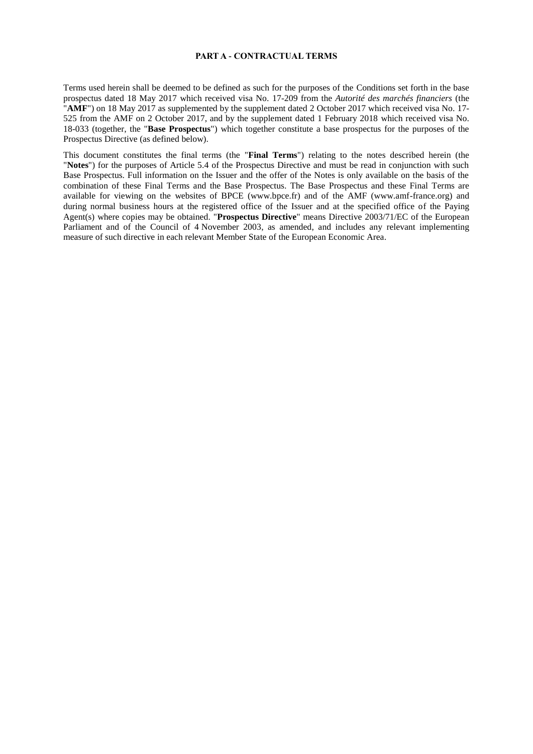**PART A - CONTRACTUAL TERMS**

Terms used herein shall be deemed to be defined as such for the purposes of the Conditions set forth in the base prospectus dated 18 May 2017 which received visa No. 17-209 from the *Autorité des marchés financiers* (the "**AMF**") on 18 May 2017 as supplemented by the supplement dated 2 October 2017 which received visa No. 17-525 from the AMF on 2 October 2017, and by the supplement dated 1 February 2018 which received visa No. 18-033 (together, the "**Base Prospectus**") which together constitute a base prospectus for the purposes of the Prospectus Directive (as defined below).

This document constitutes the final terms (the "**Final Terms**") relating to the notes described herein (the "**Notes**") for the purposes of Article 5.4 of the Prospectus Directive and must be read in conjunction with such Base Prospectus. Full information on the Issuer and the offer of the Notes is only available on the basis of the combination of these Final Terms and the Base Prospectus. The Base Prospectus and these Final Terms are available for viewing on the websites of BPCE (www.bpce.fr) and of the AMF (www.amf-france.org) and during normal business hours at the registered office of the Issuer and at the specified office of the Paying Agent(s) where copies may be obtained. "**Prospectus Directive**" means Directive 2003/71/EC of the European Parliament and of the Council of 4 November 2003, as amended, and includes any relevant implementing measure of such directive in each relevant Member State of the European Economic Area.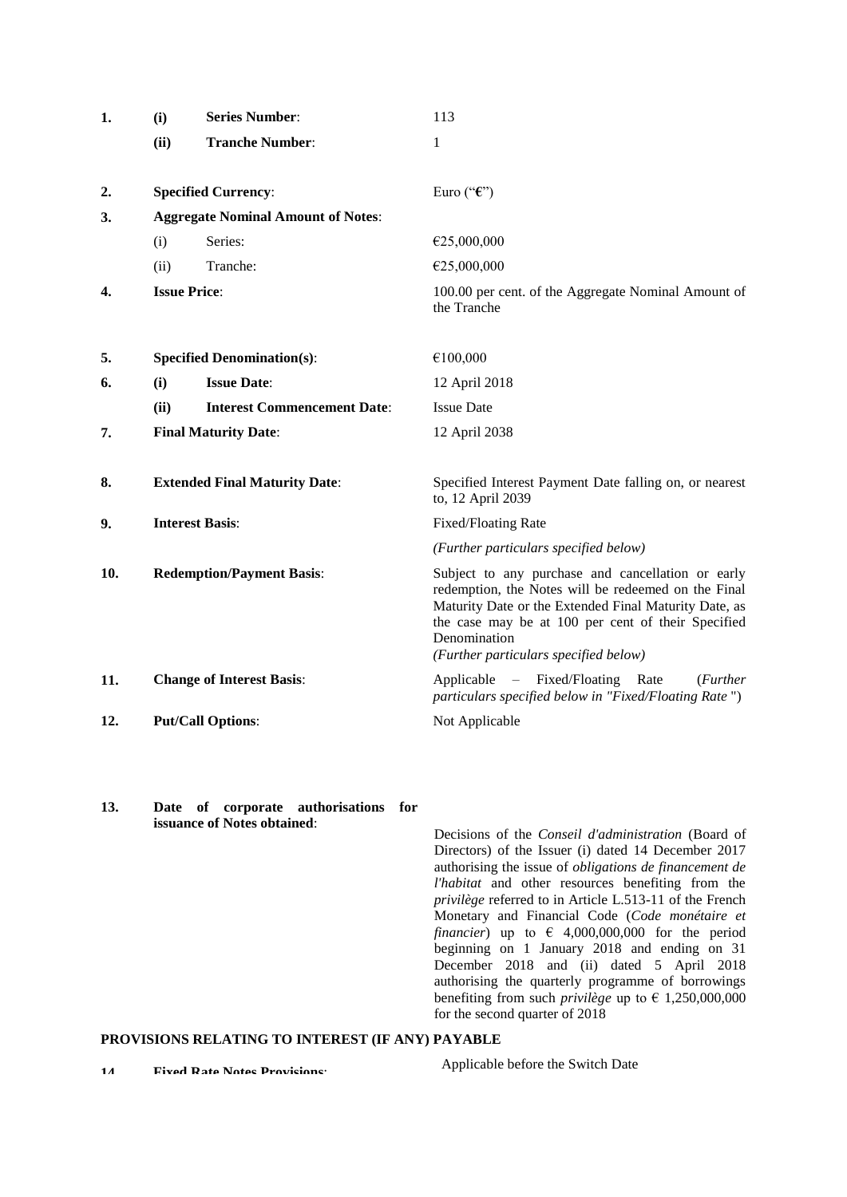| | | | |
|---|---|---|---|
| **1.** | **(i)** | **Series Number**: | 113 |
| | **(ii)** | **Tranche Number**: | 1 |
| **2.** | **Specified Currency**: | | Euro ("**€**") |
| **3.** | **Aggregate Nominal Amount of Notes**: | | |
| | (i) | Series: | €25,000,000 |
| | (ii) | Tranche: | €25,000,000 |
| **4.** | **Issue Price**: | | 100.00 per cent. of the Aggregate Nominal Amount of the Tranche |
| **5.** | **Specified Denomination(s)**: | | €100,000 |
| **6.** | **(i)** | **Issue Date**: | 12 April 2018 |
| | **(ii)** | **Interest Commencement Date**: | Issue Date |
| **7.** | **Final Maturity Date**: | | 12 April 2038 |
| **8.** | **Extended Final Maturity Date**: | | Specified Interest Payment Date falling on, or nearest to, 12 April 2039 |
| **9.** | **Interest Basis**: | | Fixed/Floating Rate<br>*(Further particulars specified below)* |
| **10.** | **Redemption/Payment Basis**: | | Subject to any purchase and cancellation or early redemption, the Notes will be redeemed on the Final Maturity Date or the Extended Final Maturity Date, as the case may be at 100 per cent of their Specified Denomination<br>*(Further particulars specified below)* |
| **11.** | **Change of Interest Basis**: | | Applicable – Fixed/Floating Rate (*Further particulars specified below in "Fixed/Floating Rate "*) |
| **12.** | **Put/Call Options**: | | Not Applicable |
| **13.** | **Date of corporate authorisations for issuance of Notes obtained**: | | Decisions of the *Conseil d'administration* (Board of Directors) of the Issuer (i) dated 14 December 2017 authorising the issue of *obligations de financement de l'habitat* and other resources benefiting from the *privilège* referred to in Article L.513-11 of the French Monetary and Financial Code (*Code monétaire et financier*) up to € 4,000,000,000 for the period beginning on 1 January 2018 and ending on 31 December 2018 and (ii) dated 5 April 2018 authorising the quarterly programme of borrowings benefiting from such *privilège* up to € 1,250,000,000 for the second quarter of 2018 |

## PROVISIONS RELATING TO INTEREST (IF ANY) PAYABLE

| | | |
|---|---|---|
| **14.** | **Fixed Rate Notes Provisions**: | Applicable before the Switch Date |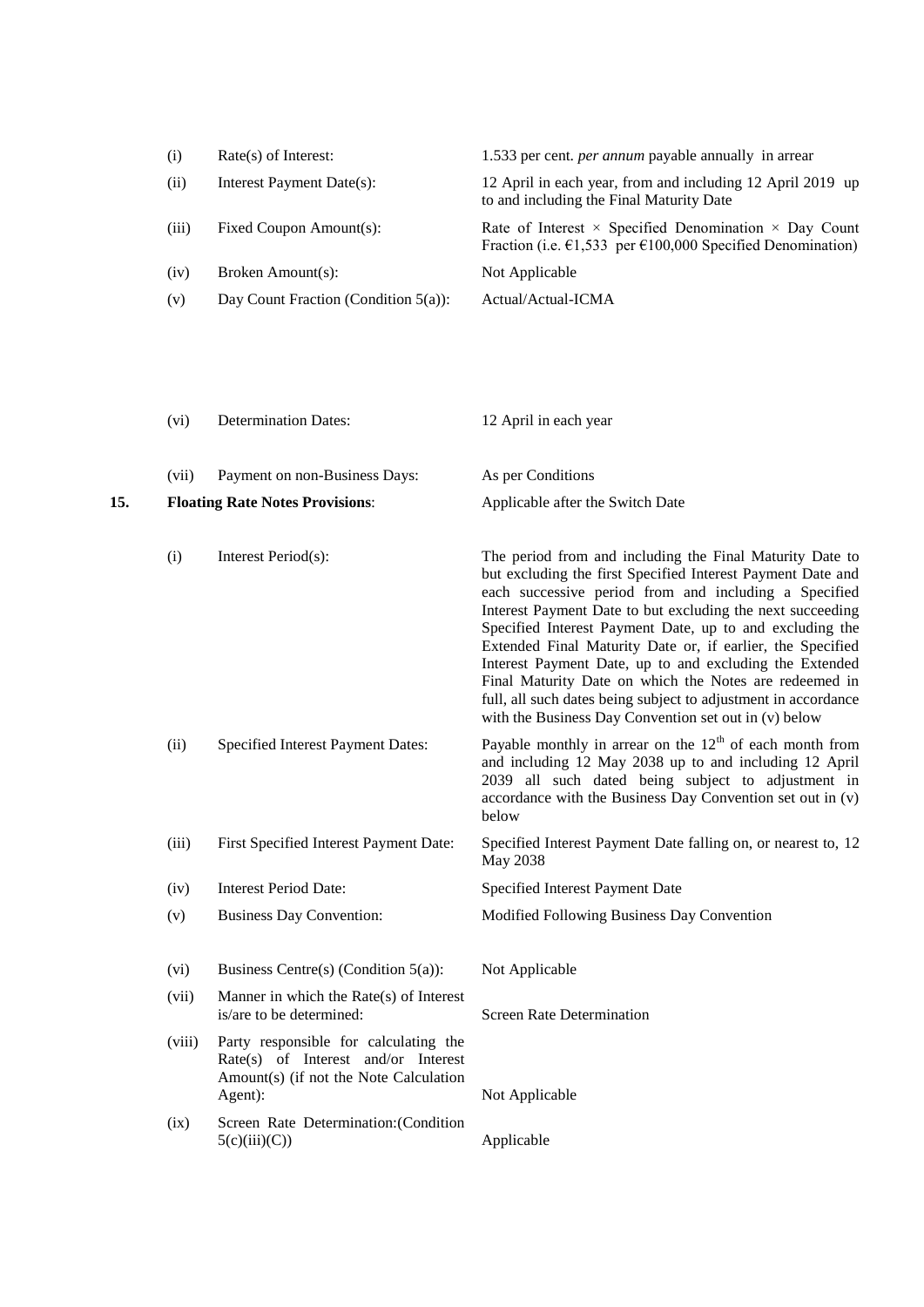| | | |
|---|---|---|
| (i) | Rate(s) of Interest: | 1.533 per cent. *per annum* payable annually in arrear |
| (ii) | Interest Payment Date(s): | 12 April in each year, from and including 12 April 2019 up to and including the Final Maturity Date |
| (iii) | Fixed Coupon Amount(s): | Rate of Interest × Specified Denomination × Day Count Fraction (i.e. €1,533 per €100,000 Specified Denomination) |
| (iv) | Broken Amount(s): | Not Applicable |
| (v) | Day Count Fraction (Condition 5(a)): | Actual/Actual-ICMA |
| (vi) | Determination Dates: | 12 April in each year |
| (vii) | Payment on non-Business Days: | As per Conditions |

**15. Floating Rate Notes Provisions**: Applicable after the Switch Date

| | | |
|---|---|---|
| (i) | Interest Period(s): | The period from and including the Final Maturity Date to but excluding the first Specified Interest Payment Date and each successive period from and including a Specified Interest Payment Date to but excluding the next succeeding Specified Interest Payment Date, up to and excluding the Extended Final Maturity Date or, if earlier, the Specified Interest Payment Date, up to and excluding the Extended Final Maturity Date on which the Notes are redeemed in full, all such dates being subject to adjustment in accordance with the Business Day Convention set out in (v) below |
| (ii) | Specified Interest Payment Dates: | Payable monthly in arrear on the 12th of each month from and including 12 May 2038 up to and including 12 April 2039 all such dated being subject to adjustment in accordance with the Business Day Convention set out in (v) below |
| (iii) | First Specified Interest Payment Date: | Specified Interest Payment Date falling on, or nearest to, 12 May 2038 |
| (iv) | Interest Period Date: | Specified Interest Payment Date |
| (v) | Business Day Convention: | Modified Following Business Day Convention |
| (vi) | Business Centre(s) (Condition 5(a)): | Not Applicable |
| (vii) | Manner in which the Rate(s) of Interest is/are to be determined: | Screen Rate Determination |
| (viii) | Party responsible for calculating the Rate(s) of Interest and/or Interest Amount(s) (if not the Note Calculation Agent): | Not Applicable |
| (ix) | Screen Rate Determination:(Condition 5(c)(iii)(C)) | Applicable |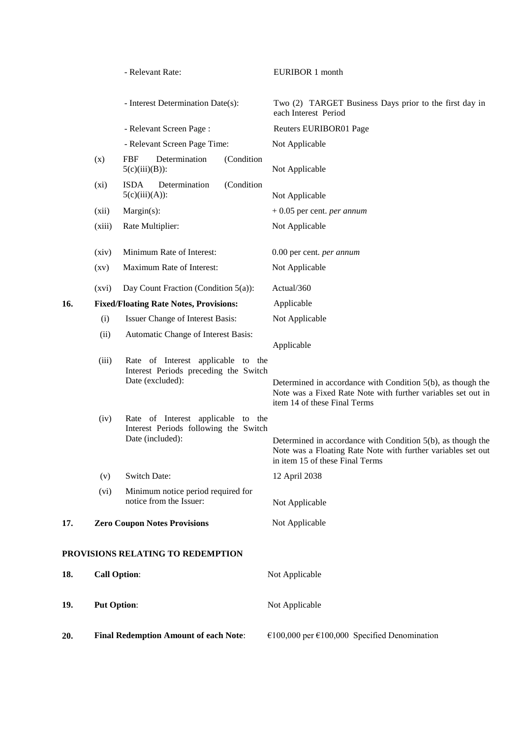| | | | |
|---|---|---|---|
| | | - Relevant Rate: | EURIBOR 1 month |
| | | - Interest Determination Date(s): | Two (2) TARGET Business Days prior to the first day in each Interest Period |
| | | - Relevant Screen Page : | Reuters EURIBOR01 Page |
| | | - Relevant Screen Page Time: | Not Applicable |
| | (x) | FBF Determination (Condition 5(c)(iii)(B)): | Not Applicable |
| | (xi) | ISDA Determination (Condition 5(c)(iii)(A)): | Not Applicable |
| | (xii) | Margin(s): | + 0.05 per cent. *per annum* |
| | (xiii) | Rate Multiplier: | Not Applicable |
| | (xiv) | Minimum Rate of Interest: | 0.00 per cent. *per annum* |
| | (xv) | Maximum Rate of Interest: | Not Applicable |
| | (xvi) | Day Count Fraction (Condition 5(a)): | Actual/360 |
| **16.** | **Fixed/Floating Rate Notes, Provisions:** | | Applicable |
| | (i) | Issuer Change of Interest Basis: | Not Applicable |
| | (ii) | Automatic Change of Interest Basis: | Applicable |
| | (iii) | Rate of Interest applicable to the Interest Periods preceding the Switch Date (excluded): | Determined in accordance with Condition 5(b), as though the Note was a Fixed Rate Note with further variables set out in item 14 of these Final Terms |
| | (iv) | Rate of Interest applicable to the Interest Periods following the Switch Date (included): | Determined in accordance with Condition 5(b), as though the Note was a Floating Rate Note with further variables set out in item 15 of these Final Terms |
| | (v) | Switch Date: | 12 April 2038 |
| | (vi) | Minimum notice period required for notice from the Issuer: | Not Applicable |
| **17.** | **Zero Coupon Notes Provisions** | | Not Applicable |

## PROVISIONS RELATING TO REDEMPTION

| | | |
|---|---|---|
| **18.** | **Call Option**: | Not Applicable |
| **19.** | **Put Option**: | Not Applicable |
| **20.** | **Final Redemption Amount of each Note**: | €100,000 per €100,000 Specified Denomination |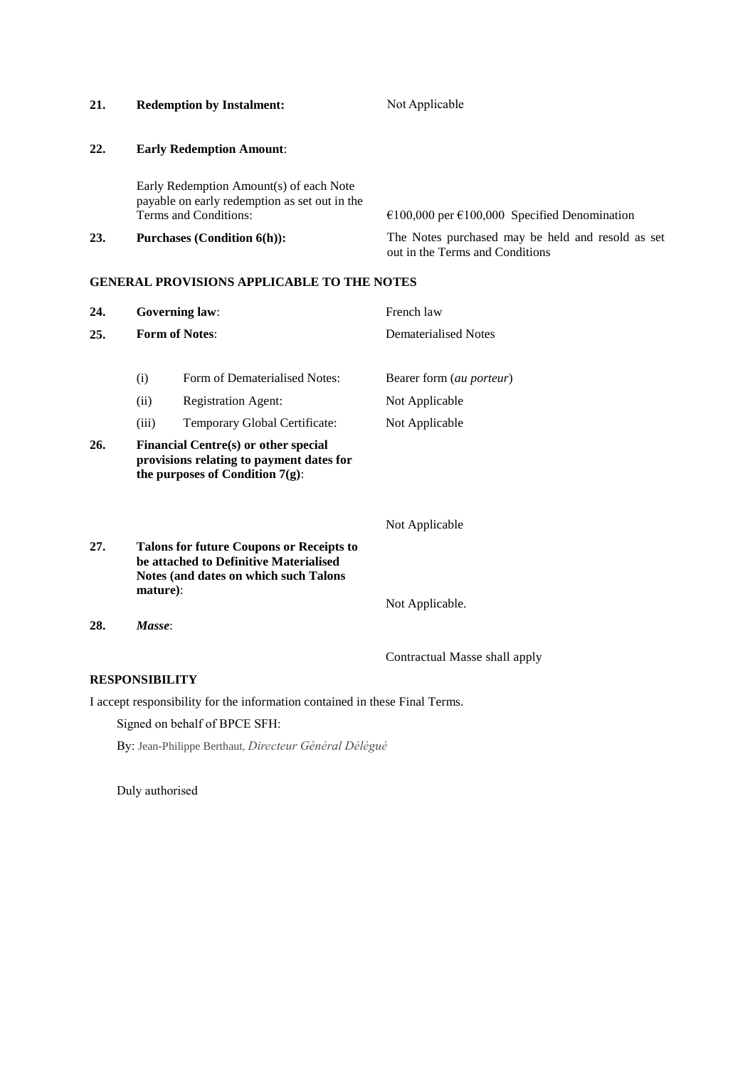| | | | |
|---|---|---|---|
| **21.** | **Redemption by Instalment:** | | Not Applicable |
| **22.** | **Early Redemption Amount**: | | |
| | Early Redemption Amount(s) of each Note payable on early redemption as set out in the Terms and Conditions: | | €100,000 per €100,000 Specified Denomination |
| **23.** | **Purchases (Condition 6(h)):** | | The Notes purchased may be held and resold as set out in the Terms and Conditions |

**GENERAL PROVISIONS APPLICABLE TO THE NOTES**

| | | | |
|---|---|---|---|
| **24.** | **Governing law**: | | French law |
| **25.** | **Form of Notes**: | | Dematerialised Notes |
| | (i) | Form of Dematerialised Notes: | Bearer form (*au porteur*) |
| | (ii) | Registration Agent: | Not Applicable |
| | (iii) | Temporary Global Certificate: | Not Applicable |
| **26.** | **Financial Centre(s) or other special provisions relating to payment dates for the purposes of Condition 7(g)**: | | Not Applicable |
| **27.** | **Talons for future Coupons or Receipts to be attached to Definitive Materialised Notes (and dates on which such Talons mature)**: | | Not Applicable. |
| **28.** | ***Masse***: | | Contractual Masse shall apply |

**RESPONSIBILITY**

I accept responsibility for the information contained in these Final Terms.

Signed on behalf of BPCE SFH:

By: Jean-Philippe Berthaut, *Directeur Général Délégué*

Duly authorised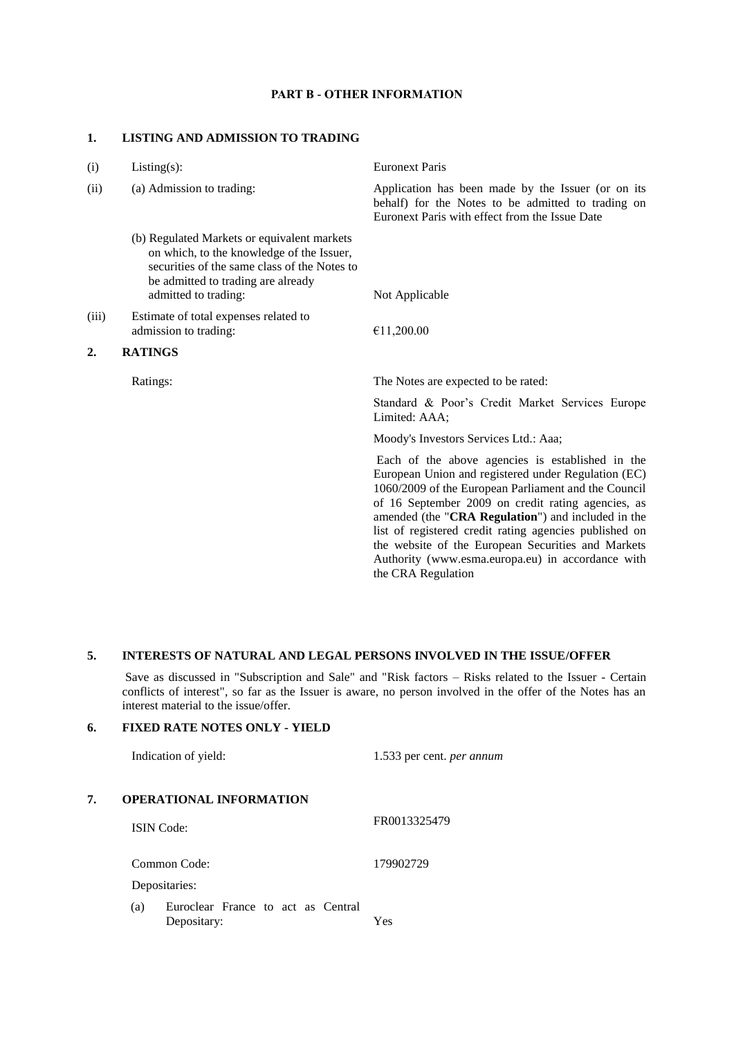## PART B - OTHER INFORMATION

### 1. LISTING AND ADMISSION TO TRADING

| | | |
|---|---|---|
| (i) | Listing(s): | Euronext Paris |
| (ii) | (a) Admission to trading: | Application has been made by the Issuer (or on its behalf) for the Notes to be admitted to trading on Euronext Paris with effect from the Issue Date |
| | (b) Regulated Markets or equivalent markets on which, to the knowledge of the Issuer, securities of the same class of the Notes to be admitted to trading are already admitted to trading: | Not Applicable |
| (iii) | Estimate of total expenses related to admission to trading: | €11,200.00 |

### 2. RATINGS

Ratings: The Notes are expected to be rated:

Standard & Poor's Credit Market Services Europe Limited: AAA;

Moody's Investors Services Ltd.: Aaa;

Each of the above agencies is established in the European Union and registered under Regulation (EC) 1060/2009 of the European Parliament and the Council of 16 September 2009 on credit rating agencies, as amended (the "**CRA Regulation**") and included in the list of registered credit rating agencies published on the website of the European Securities and Markets Authority (www.esma.europa.eu) in accordance with the CRA Regulation

### 5. INTERESTS OF NATURAL AND LEGAL PERSONS INVOLVED IN THE ISSUE/OFFER

Save as discussed in "Subscription and Sale" and "Risk factors – Risks related to the Issuer - Certain conflicts of interest", so far as the Issuer is aware, no person involved in the offer of the Notes has an interest material to the issue/offer.

### 6. FIXED RATE NOTES ONLY - YIELD

Indication of yield: 1.533 per cent. *per annum*

### 7. OPERATIONAL INFORMATION

| | |
|---|---|
| ISIN Code: | FR0013325479 |
| Common Code: | 179902729 |
| Depositaries: | |
| (a) Euroclear France to act as Central Depositary: | Yes |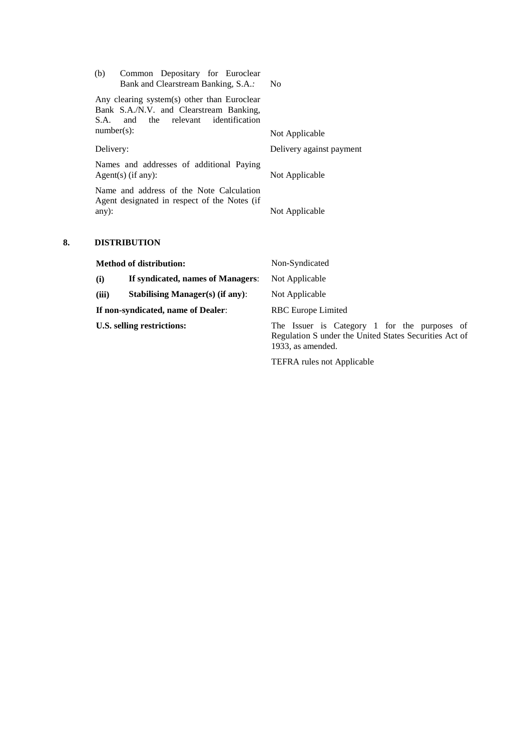| | |
|---|---|
| (b) Common Depositary for Euroclear Bank and Clearstream Banking, S.A.: | No |
| Any clearing system(s) other than Euroclear Bank S.A./N.V. and Clearstream Banking, S.A. and the relevant identification number(s): | Not Applicable |
| Delivery: | Delivery against payment |
| Names and addresses of additional Paying Agent(s) (if any): | Not Applicable |
| Name and address of the Note Calculation Agent designated in respect of the Notes (if any): | Not Applicable |

## 8. DISTRIBUTION

| | |
|---|---|
| **Method of distribution:** | Non-Syndicated |
| **(i) If syndicated, names of Managers**: | Not Applicable |
| **(iii) Stabilising Manager(s) (if any)**: | Not Applicable |
| **If non-syndicated, name of Dealer**: | RBC Europe Limited |
| **U.S. selling restrictions:** | The Issuer is Category 1 for the purposes of Regulation S under the United States Securities Act of 1933, as amended.<br><br>TEFRA rules not Applicable |